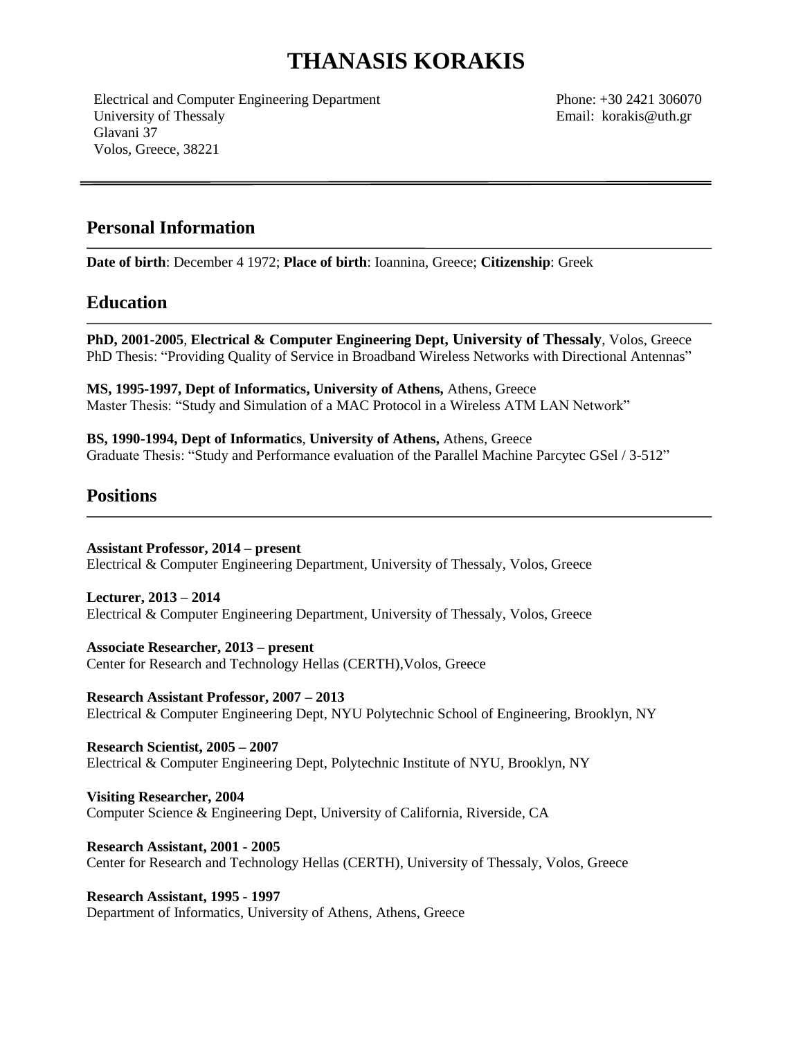# THANASIS KORAKIS

Electrical and Computer Engineering Department
University of Thessaly
Glavani 37
Volos, Greece, 38221

Phone: +30 2421 306070
Email: korakis@uth.gr

## Personal Information

**Date of birth**: December 4 1972; **Place of birth**: Ioannina, Greece; **Citizenship**: Greek

## Education

**PhD, 2001-2005**, **Electrical & Computer Engineering Dept, University of Thessaly**, Volos, Greece
PhD Thesis: "Providing Quality of Service in Broadband Wireless Networks with Directional Antennas"

**MS, 1995-1997, Dept of Informatics, University of Athens,** Athens, Greece
Master Thesis: "Study and Simulation of a MAC Protocol in a Wireless ATM LAN Network"

**BS, 1990-1994, Dept of Informatics**, **University of Athens,** Athens, Greece
Graduate Thesis: "Study and Performance evaluation of the Parallel Machine Parcytec GSel / 3-512"

## Positions

**Assistant Professor, 2014 – present**
Electrical & Computer Engineering Department, University of Thessaly, Volos, Greece

**Lecturer, 2013 – 2014**
Electrical & Computer Engineering Department, University of Thessaly, Volos, Greece

**Associate Researcher, 2013 – present**
Center for Research and Technology Hellas (CERTH),Volos, Greece

**Research Assistant Professor, 2007 – 2013**
Electrical & Computer Engineering Dept, NYU Polytechnic School of Engineering, Brooklyn, NY

**Research Scientist, 2005 – 2007**
Electrical & Computer Engineering Dept, Polytechnic Institute of NYU, Brooklyn, NY

**Visiting Researcher, 2004**
Computer Science & Engineering Dept, University of California, Riverside, CA

**Research Assistant, 2001 - 2005**
Center for Research and Technology Hellas (CERTH), University of Thessaly, Volos, Greece

**Research Assistant, 1995 - 1997**
Department of Informatics, University of Athens, Athens, Greece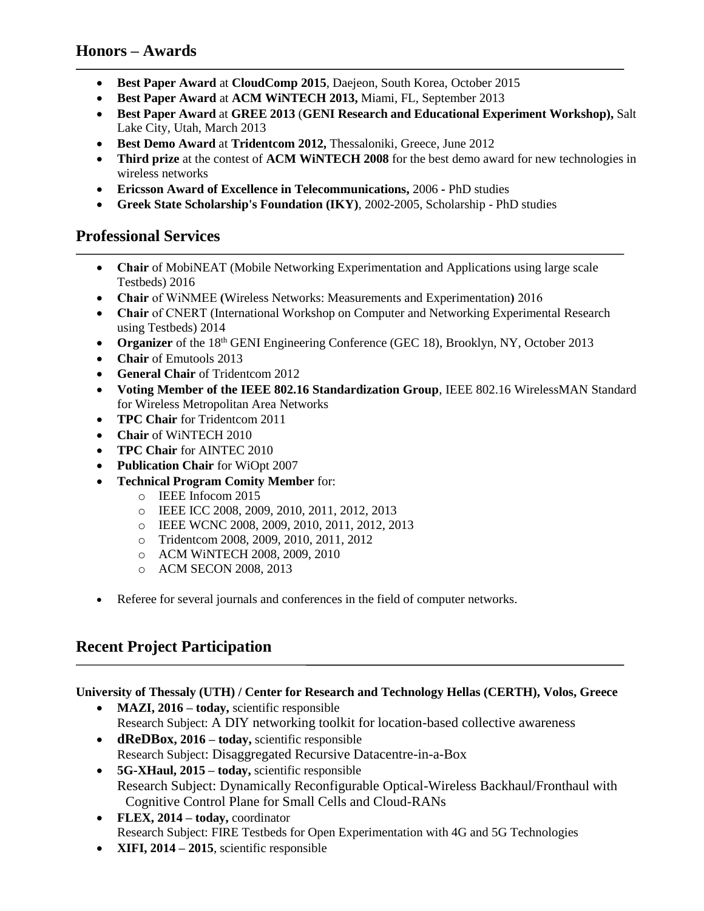## Honors – Awards

- **Best Paper Award** at **CloudComp 2015**, Daejeon, South Korea, October 2015
- **Best Paper Award** at **ACM WiNTECH 2013,** Miami, FL, September 2013
- **Best Paper Award** at **GREE 2013** (**GENI Research and Educational Experiment Workshop),** Salt Lake City, Utah, March 2013
- **Best Demo Award** at **Tridentcom 2012,** Thessaloniki, Greece, June 2012
- **Third prize** at the contest of **ACM WiNTECH 2008** for the best demo award for new technologies in wireless networks
- **Ericsson Award of Excellence in Telecommunications,** 2006 - PhD studies
- **Greek State Scholarship's Foundation (IKY)**, 2002-2005, Scholarship - PhD studies

## Professional Services

- **Chair** of MobiNEAT (Mobile Networking Experimentation and Applications using large scale Testbeds) 2016
- **Chair** of WiNMEE (Wireless Networks: Measurements and Experimentation) 2016
- **Chair** of CNERT (International Workshop on Computer and Networking Experimental Research using Testbeds) 2014
- **Organizer** of the 18th GENI Engineering Conference (GEC 18), Brooklyn, NY, October 2013
- **Chair** of Emutools 2013
- **General Chair** of Tridentcom 2012
- **Voting Member of the IEEE 802.16 Standardization Group**, IEEE 802.16 WirelessMAN Standard for Wireless Metropolitan Area Networks
- **TPC Chair** for Tridentcom 2011
- **Chair** of WiNTECH 2010
- **TPC Chair** for AINTEC 2010
- **Publication Chair** for WiOpt 2007
- **Technical Program Comity Member** for:
  - IEEE Infocom 2015
  - IEEE ICC 2008, 2009, 2010, 2011, 2012, 2013
  - IEEE WCNC 2008, 2009, 2010, 2011, 2012, 2013
  - Tridentcom 2008, 2009, 2010, 2011, 2012
  - ACM WiNTECH 2008, 2009, 2010
  - ACM SECON 2008, 2013

- Referee for several journals and conferences in the field of computer networks.

## Recent Project Participation

**University of Thessaly (UTH) / Center for Research and Technology Hellas (CERTH), Volos, Greece**

- **MAZI, 2016 – today,** scientific responsible
  Research Subject: A DIY networking toolkit for location-based collective awareness
- **dReDBox, 2016 – today,** scientific responsible
  Research Subject: Disaggregated Recursive Datacentre-in-a-Box
- **5G-XHaul, 2015 – today,** scientific responsible
  Research Subject: Dynamically Reconfigurable Optical-Wireless Backhaul/Fronthaul with Cognitive Control Plane for Small Cells and Cloud-RANs
- **FLEX, 2014 – today,** coordinator
  Research Subject: FIRE Testbeds for Open Experimentation with 4G and 5G Technologies
- **XIFI, 2014 – 2015**, scientific responsible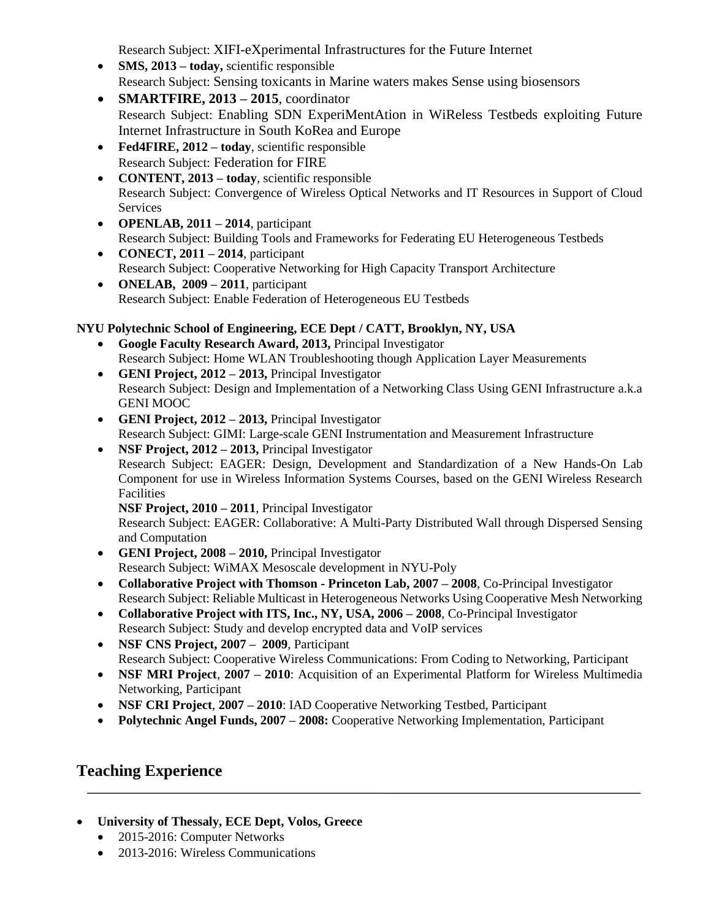Research Subject: XIFI-eXperimental Infrastructures for the Future Internet

- **SMS, 2013 – today,** scientific responsible
  Research Subject: Sensing toxicants in Marine waters makes Sense using biosensors
- **SMARTFIRE, 2013 – 2015**, coordinator
  Research Subject: Enabling SDN ExperiMentAtion in WiReless Testbeds exploiting Future Internet Infrastructure in South KoRea and Europe
- **Fed4FIRE, 2012 – today**, scientific responsible
  Research Subject: Federation for FIRE
- **CONTENT, 2013 – today**, scientific responsible
  Research Subject: Convergence of Wireless Optical Networks and IT Resources in Support of Cloud Services
- **OPENLAB, 2011 – 2014**, participant
  Research Subject: Building Tools and Frameworks for Federating EU Heterogeneous Testbeds
- **CONECT, 2011 – 2014**, participant
  Research Subject: Cooperative Networking for High Capacity Transport Architecture
- **ONELAB, 2009 – 2011**, participant
  Research Subject: Enable Federation of Heterogeneous EU Testbeds

**NYU Polytechnic School of Engineering, ECE Dept / CATT, Brooklyn, NY, USA**

- **Google Faculty Research Award, 2013,** Principal Investigator
  Research Subject: Home WLAN Troubleshooting though Application Layer Measurements
- **GENI Project, 2012 – 2013,** Principal Investigator
  Research Subject: Design and Implementation of a Networking Class Using GENI Infrastructure a.k.a GENI MOOC
- **GENI Project, 2012 – 2013,** Principal Investigator
  Research Subject: GIMI: Large-scale GENI Instrumentation and Measurement Infrastructure
- **NSF Project, 2012 – 2013,** Principal Investigator
  Research Subject: EAGER: Design, Development and Standardization of a New Hands-On Lab Component for use in Wireless Information Systems Courses, based on the GENI Wireless Research Facilities
  **NSF Project, 2010 – 2011**, Principal Investigator
  Research Subject: EAGER: Collaborative: A Multi-Party Distributed Wall through Dispersed Sensing and Computation
- **GENI Project, 2008 – 2010,** Principal Investigator
  Research Subject: WiMAX Mesoscale development in NYU-Poly
- **Collaborative Project with Thomson - Princeton Lab, 2007 – 2008**, Co-Principal Investigator
  Research Subject: Reliable Multicast in Heterogeneous Networks Using Cooperative Mesh Networking
- **Collaborative Project with ITS, Inc., NY, USA, 2006 – 2008**, Co-Principal Investigator
  Research Subject: Study and develop encrypted data and VoIP services
- **NSF CNS Project, 2007 – 2009**, Participant
  Research Subject: Cooperative Wireless Communications: From Coding to Networking, Participant
- **NSF MRI Project**, **2007 – 2010**: Acquisition of an Experimental Platform for Wireless Multimedia Networking, Participant
- **NSF CRI Project**, **2007 – 2010**: IAD Cooperative Networking Testbed, Participant
- **Polytechnic Angel Funds, 2007 – 2008:** Cooperative Networking Implementation, Participant

## Teaching Experience

- **University of Thessaly, ECE Dept, Volos, Greece**
  - 2015-2016: Computer Networks
  - 2013-2016: Wireless Communications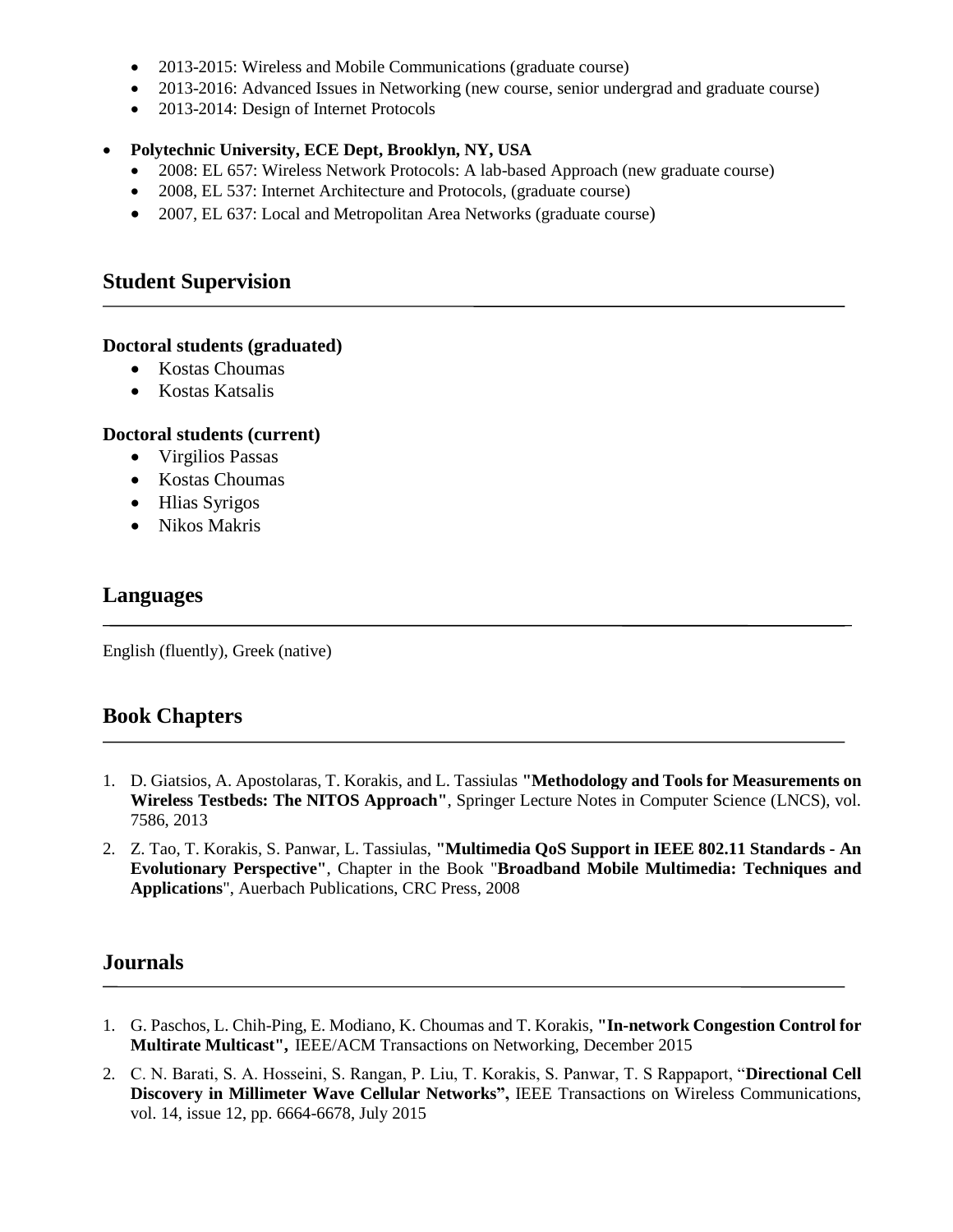- 2013-2015: Wireless and Mobile Communications (graduate course)
- 2013-2016: Advanced Issues in Networking (new course, senior undergrad and graduate course)
- 2013-2014: Design of Internet Protocols

- **Polytechnic University, ECE Dept, Brooklyn, NY, USA**
  - 2008: EL 657: Wireless Network Protocols: A lab-based Approach (new graduate course)
  - 2008, EL 537: Internet Architecture and Protocols, (graduate course)
  - 2007, EL 637: Local and Metropolitan Area Networks (graduate course)

## Student Supervision

**Doctoral students (graduated)**

- Kostas Choumas
- Kostas Katsalis

**Doctoral students (current)**

- Virgilios Passas
- Kostas Choumas
- Hlias Syrigos
- Nikos Makris

## Languages

English (fluently), Greek (native)

## Book Chapters

1. D. Giatsios, A. Apostolaras, T. Korakis, and L. Tassiulas **"Methodology and Tools for Measurements on Wireless Testbeds: The NITOS Approach"**, Springer Lecture Notes in Computer Science (LNCS), vol. 7586, 2013
2. Z. Tao, T. Korakis, S. Panwar, L. Tassiulas, **"Multimedia QoS Support in IEEE 802.11 Standards - An Evolutionary Perspective"**, Chapter in the Book "**Broadband Mobile Multimedia: Techniques and Applications**", Auerbach Publications, CRC Press, 2008

## Journals

1. G. Paschos, L. Chih-Ping, E. Modiano, K. Choumas and T. Korakis, **"In-network Congestion Control for Multirate Multicast",** IEEE/ACM Transactions on Networking, December 2015
2. C. N. Barati, S. A. Hosseini, S. Rangan, P. Liu, T. Korakis, S. Panwar, T. S Rappaport, "**Directional Cell Discovery in Millimeter Wave Cellular Networks",** IEEE Transactions on Wireless Communications, vol. 14, issue 12, pp. 6664-6678, July 2015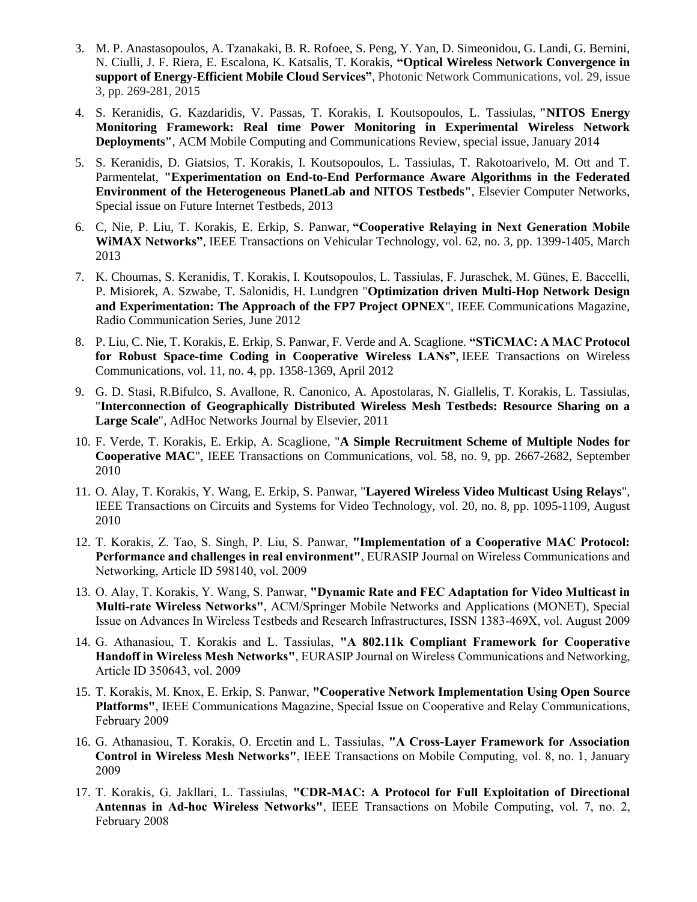3. M. P. Anastasopoulos, A. Tzanakaki, B. R. Rofoee, S. Peng, Y. Yan, D. Simeonidou, G. Landi, G. Bernini, N. Ciulli, J. F. Riera, E. Escalona, K. Katsalis, T. Korakis, **"Optical Wireless Network Convergence in support of Energy-Efficient Mobile Cloud Services"**, Photonic Network Communications, vol. 29, issue 3, pp. 269-281, 2015

4. S. Keranidis, G. Kazdaridis, V. Passas, T. Korakis, I. Koutsopoulos, L. Tassiulas, **"NITOS Energy Monitoring Framework: Real time Power Monitoring in Experimental Wireless Network Deployments"**, ACM Mobile Computing and Communications Review, special issue, January 2014

5. S. Keranidis, D. Giatsios, T. Korakis, I. Koutsopoulos, L. Tassiulas, T. Rakotoarivelo, M. Ott and T. Parmentelat, **"Experimentation on End-to-End Performance Aware Algorithms in the Federated Environment of the Heterogeneous PlanetLab and NITOS Testbeds"**, Elsevier Computer Networks, Special issue on Future Internet Testbeds, 2013

6. C, Nie, P. Liu, T. Korakis, E. Erkip, S. Panwar, **"Cooperative Relaying in Next Generation Mobile WiMAX Networks"**, IEEE Transactions on Vehicular Technology, vol. 62, no. 3, pp. 1399-1405, March 2013

7. K. Choumas, S. Keranidis, T. Korakis, I. Koutsopoulos, L. Tassiulas, F. Juraschek, M. Günes, E. Baccelli, P. Misiorek, A. Szwabe, T. Salonidis, H. Lundgren "**Optimization driven Multi-Hop Network Design and Experimentation: The Approach of the FP7 Project OPNEX**", IEEE Communications Magazine, Radio Communication Series, June 2012

8. P. Liu, C. Nie, T. Korakis, E. Erkip, S. Panwar, F. Verde and A. Scaglione. **"STiCMAC: A MAC Protocol for Robust Space-time Coding in Cooperative Wireless LANs"**, IEEE Transactions on Wireless Communications, vol. 11, no. 4, pp. 1358-1369, April 2012

9. G. D. Stasi, R.Bifulco, S. Avallone, R. Canonico, A. Apostolaras, N. Giallelis, T. Korakis, L. Tassiulas, "**Interconnection of Geographically Distributed Wireless Mesh Testbeds: Resource Sharing on a Large Scale**", AdHoc Networks Journal by Elsevier, 2011

10. F. Verde, T. Korakis, E. Erkip, A. Scaglione, "**A Simple Recruitment Scheme of Multiple Nodes for Cooperative MAC**", IEEE Transactions on Communications, vol. 58, no. 9, pp. 2667-2682, September 2010

11. O. Alay, T. Korakis, Y. Wang, E. Erkip, S. Panwar, "**Layered Wireless Video Multicast Using Relays**", IEEE Transactions on Circuits and Systems for Video Technology, vol. 20, no. 8, pp. 1095-1109, August 2010

12. T. Korakis, Z. Tao, S. Singh, P. Liu, S. Panwar, **"Implementation of a Cooperative MAC Protocol: Performance and challenges in real environment"**, EURASIP Journal on Wireless Communications and Networking, Article ID 598140, vol. 2009

13. O. Alay, T. Korakis, Y. Wang, S. Panwar, **"Dynamic Rate and FEC Adaptation for Video Multicast in Multi-rate Wireless Networks"**, ACM/Springer Mobile Networks and Applications (MONET), Special Issue on Advances In Wireless Testbeds and Research Infrastructures, ISSN 1383-469X, vol. August 2009

14. G. Athanasiou, T. Korakis and L. Tassiulas, **"A 802.11k Compliant Framework for Cooperative Handoff in Wireless Mesh Networks"**, EURASIP Journal on Wireless Communications and Networking, Article ID 350643, vol. 2009

15. T. Korakis, M. Knox, E. Erkip, S. Panwar, **"Cooperative Network Implementation Using Open Source Platforms"**, IEEE Communications Magazine, Special Issue on Cooperative and Relay Communications, February 2009

16. G. Athanasiou, T. Korakis, O. Ercetin and L. Tassiulas, **"A Cross-Layer Framework for Association Control in Wireless Mesh Networks"**, IEEE Transactions on Mobile Computing, vol. 8, no. 1, January 2009

17. T. Korakis, G. Jakllari, L. Tassiulas, **"CDR-MAC: A Protocol for Full Exploitation of Directional Antennas in Ad-hoc Wireless Networks"**, IEEE Transactions on Mobile Computing, vol. 7, no. 2, February 2008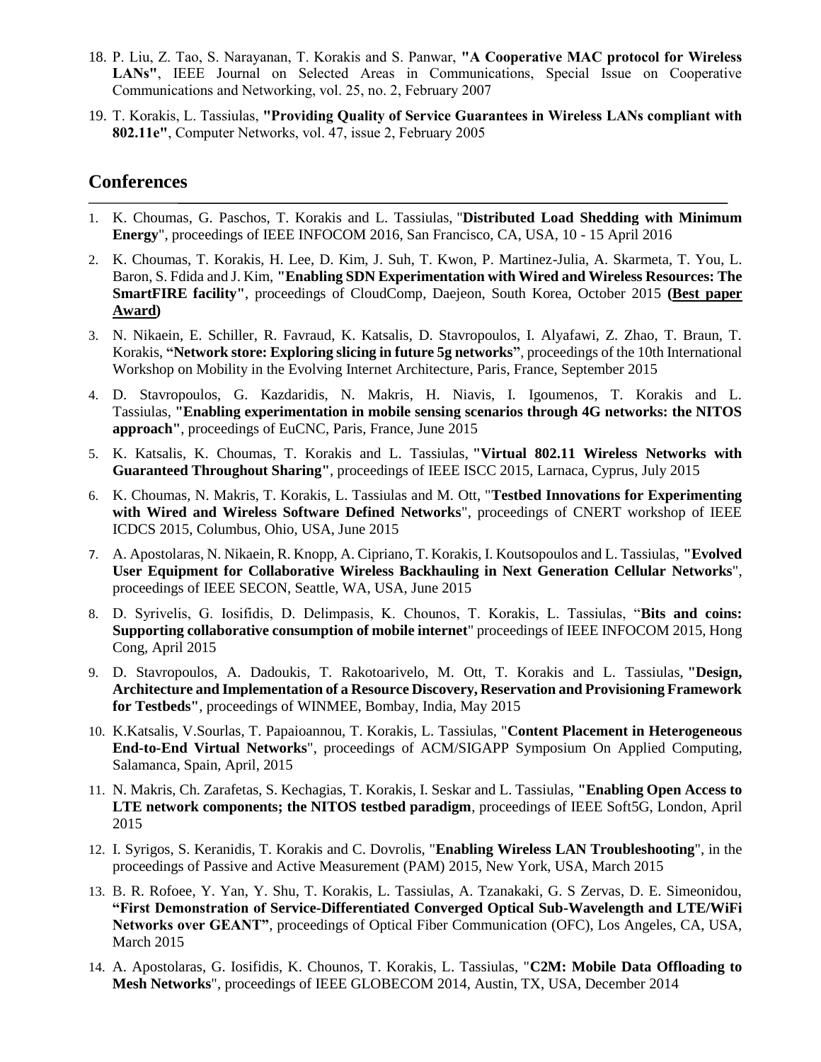18. P. Liu, Z. Tao, S. Narayanan, T. Korakis and S. Panwar, **"A Cooperative MAC protocol for Wireless LANs"**, IEEE Journal on Selected Areas in Communications, Special Issue on Cooperative Communications and Networking, vol. 25, no. 2, February 2007

19. T. Korakis, L. Tassiulas, **"Providing Quality of Service Guarantees in Wireless LANs compliant with 802.11e"**, Computer Networks, vol. 47, issue 2, February 2005

## Conferences

1. K. Choumas, G. Paschos, T. Korakis and L. Tassiulas, "**Distributed Load Shedding with Minimum Energy**", proceedings of IEEE INFOCOM 2016, San Francisco, CA, USA, 10 - 15 April 2016

2. K. Choumas, T. Korakis, H. Lee, D. Kim, J. Suh, T. Kwon, P. Martinez-Julia, A. Skarmeta, T. You, L. Baron, S. Fdida and J. Kim, **"Enabling SDN Experimentation with Wired and Wireless Resources: The SmartFIRE facility"**, proceedings of CloudComp, Daejeon, South Korea, October 2015 **(Best paper Award)**

3. N. Nikaein, E. Schiller, R. Favraud, K. Katsalis, D. Stavropoulos, I. Alyafawi, Z. Zhao, T. Braun, T. Korakis, **"Network store: Exploring slicing in future 5g networks"**, proceedings of the 10th International Workshop on Mobility in the Evolving Internet Architecture, Paris, France, September 2015

4. D. Stavropoulos, G. Kazdaridis, N. Makris, H. Niavis, I. Igoumenos, T. Korakis and L. Tassiulas, **"Enabling experimentation in mobile sensing scenarios through 4G networks: the NITOS approach"**, proceedings of EuCNC, Paris, France, June 2015

5. K. Katsalis, K. Choumas, T. Korakis and L. Tassiulas, **"Virtual 802.11 Wireless Networks with Guaranteed Throughout Sharing"**, proceedings of IEEE ISCC 2015, Larnaca, Cyprus, July 2015

6. K. Choumas, N. Makris, T. Korakis, L. Tassiulas and M. Ott, "**Testbed Innovations for Experimenting with Wired and Wireless Software Defined Networks**", proceedings of CNERT workshop of IEEE ICDCS 2015, Columbus, Ohio, USA, June 2015

7. A. Apostolaras, N. Nikaein, R. Knopp, A. Cipriano, T. Korakis, I. Koutsopoulos and L. Tassiulas, **"Evolved User Equipment for Collaborative Wireless Backhauling in Next Generation Cellular Networks**", proceedings of IEEE SECON, Seattle, WA, USA, June 2015

8. D. Syrivelis, G. Iosifidis, D. Delimpasis, K. Chounos, T. Korakis, L. Tassiulas, "**Bits and coins: Supporting collaborative consumption of mobile internet**" proceedings of IEEE INFOCOM 2015, Hong Cong, April 2015

9. D. Stavropoulos, A. Dadoukis, T. Rakotoarivelo, M. Ott, T. Korakis and L. Tassiulas, **"Design, Architecture and Implementation of a Resource Discovery, Reservation and Provisioning Framework for Testbeds"**, proceedings of WINMEE, Bombay, India, May 2015

10. K.Katsalis, V.Sourlas, T. Papaioannou, T. Korakis, L. Tassiulas, "**Content Placement in Heterogeneous End-to-End Virtual Networks**", proceedings of ACM/SIGAPP Symposium On Applied Computing, Salamanca, Spain, April, 2015

11. N. Makris, Ch. Zarafetas, S. Kechagias, T. Korakis, I. Seskar and L. Tassiulas, **"Enabling Open Access to LTE network components; the NITOS testbed paradigm**, proceedings of IEEE Soft5G, London, April 2015

12. I. Syrigos, S. Keranidis, T. Korakis and C. Dovrolis, "**Enabling Wireless LAN Troubleshooting**", in the proceedings of Passive and Active Measurement (PAM) 2015, New York, USA, March 2015

13. B. R. Rofoee, Y. Yan, Y. Shu, T. Korakis, L. Tassiulas, A. Tzanakaki, G. S Zervas, D. E. Simeonidou, **"First Demonstration of Service-Differentiated Converged Optical Sub-Wavelength and LTE/WiFi Networks over GEANT"**, proceedings of Optical Fiber Communication (OFC), Los Angeles, CA, USA, March 2015

14. A. Apostolaras, G. Iosifidis, K. Chounos, T. Korakis, L. Tassiulas, "**C2M: Mobile Data Offloading to Mesh Networks**", proceedings of IEEE GLOBECOM 2014, Austin, TX, USA, December 2014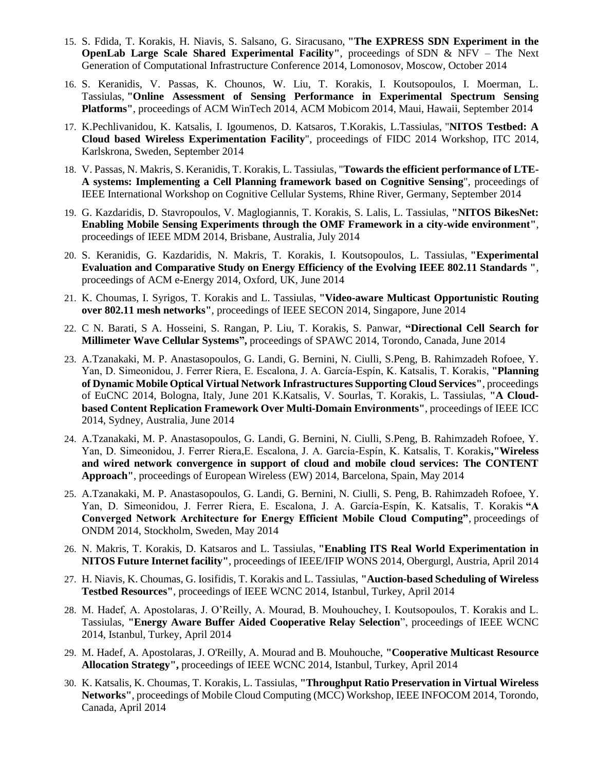15. S. Fdida, T. Korakis, H. Niavis, S. Salsano, G. Siracusano, **"The EXPRESS SDN Experiment in the OpenLab Large Scale Shared Experimental Facility"**, proceedings of SDN & NFV – The Next Generation of Computational Infrastructure Conference 2014, Lomonosov, Moscow, October 2014

16. S. Keranidis, V. Passas, K. Chounos, W. Liu, T. Korakis, I. Koutsopoulos, I. Moerman, L. Tassiulas, **"Online Assessment of Sensing Performance in Experimental Spectrum Sensing Platforms"**, proceedings of ACM WinTech 2014, ACM Mobicom 2014, Maui, Hawaii, September 2014

17. K.Pechlivanidou, K. Katsalis, I. Igoumenos, D. Katsaros, T.Korakis, L.Tassiulas, "**NITOS Testbed: A Cloud based Wireless Experimentation Facility**", proceedings of FIDC 2014 Workshop, ITC 2014, Karlskrona, Sweden, September 2014

18. V. Passas, N. Makris, S. Keranidis, T. Korakis, L. Tassiulas, "**Towards the efficient performance of LTE-A systems: Implementing a Cell Planning framework based on Cognitive Sensing**", proceedings of IEEE International Workshop on Cognitive Cellular Systems, Rhine River, Germany, September 2014

19. G. Kazdaridis, D. Stavropoulos, V. Maglogiannis, T. Korakis, S. Lalis, L. Tassiulas, **"NITOS BikesNet: Enabling Mobile Sensing Experiments through the OMF Framework in a city-wide environment"**, proceedings of IEEE MDM 2014, Brisbane, Australia, July 2014

20. S. Keranidis, G. Kazdaridis, N. Makris, T. Korakis, I. Koutsopoulos, L. Tassiulas, **"Experimental Evaluation and Comparative Study on Energy Efficiency of the Evolving IEEE 802.11 Standards "**, proceedings of ACM e-Energy 2014, Oxford, UK, June 2014

21. K. Choumas, I. Syrigos, T. Korakis and L. Tassiulas, **"Video-aware Multicast Opportunistic Routing over 802.11 mesh networks"**, proceedings of IEEE SECON 2014, Singapore, June 2014

22. C N. Barati, S A. Hosseini, S. Rangan, P. Liu, T. Korakis, S. Panwar, **"Directional Cell Search for Millimeter Wave Cellular Systems",** proceedings of SPAWC 2014, Torondo, Canada, June 2014

23. A.Tzanakaki, M. P. Anastasopoulos, G. Landi, G. Bernini, N. Ciulli, S.Peng, B. Rahimzadeh Rofoee, Y. Yan, D. Simeonidou, J. Ferrer Riera, E. Escalona, J. A. García-Espín, K. Katsalis, T. Korakis, **"Planning of Dynamic Mobile Optical Virtual Network Infrastructures Supporting Cloud Services"**, proceedings of EuCNC 2014, Bologna, Italy, June 201 K.Katsalis, V. Sourlas, T. Korakis, L. Tassiulas, **"A Cloud-based Content Replication Framework Over Multi-Domain Environments"**, proceedings of IEEE ICC 2014, Sydney, Australia, June 2014

24. A.Tzanakaki, M. P. Anastasopoulos, G. Landi, G. Bernini, N. Ciulli, S.Peng, B. Rahimzadeh Rofoee, Y. Yan, D. Simeonidou, J. Ferrer Riera,E. Escalona, J. A. García-Espín, K. Katsalis, T. Korakis**,"Wireless and wired network convergence in support of cloud and mobile cloud services: The CONTENT Approach"**, proceedings of European Wireless (EW) 2014, Barcelona, Spain, May 2014

25. A.Tzanakaki, M. P. Anastasopoulos, G. Landi, G. Bernini, N. Ciulli, S. Peng, B. Rahimzadeh Rofoee, Y. Yan, D. Simeonidou, J. Ferrer Riera, E. Escalona, J. A. García-Espín, K. Katsalis, T. Korakis **"A Converged Network Architecture for Energy Efficient Mobile Cloud Computing"**, proceedings of ONDM 2014, Stockholm, Sweden, May 2014

26. N. Makris, T. Korakis, D. Katsaros and L. Tassiulas, **"Enabling ITS Real World Experimentation in NITOS Future Internet facility"**, proceedings of IEEE/IFIP WONS 2014, Obergurgl, Austria, April 2014

27. H. Niavis, K. Choumas, G. Iosifidis, T. Korakis and L. Tassiulas, **"Auction-based Scheduling of Wireless Testbed Resources"**, proceedings of IEEE WCNC 2014, Istanbul, Turkey, April 2014

28. M. Hadef, A. Apostolaras, J. O'Reilly, A. Mourad, B. Mouhouchey, I. Koutsopoulos, T. Korakis and L. Tassiulas, **"Energy Aware Buffer Aided Cooperative Relay Selection**", proceedings of IEEE WCNC 2014, Istanbul, Turkey, April 2014

29. M. Hadef, A. Apostolaras, J. O'Reilly, A. Mourad and B. Mouhouche, **"Cooperative Multicast Resource Allocation Strategy",** proceedings of IEEE WCNC 2014, Istanbul, Turkey, April 2014

30. K. Katsalis, K. Choumas, T. Korakis, L. Tassiulas, **"Throughput Ratio Preservation in Virtual Wireless Networks"**, proceedings of Mobile Cloud Computing (MCC) Workshop, IEEE INFOCOM 2014, Torondo, Canada, April 2014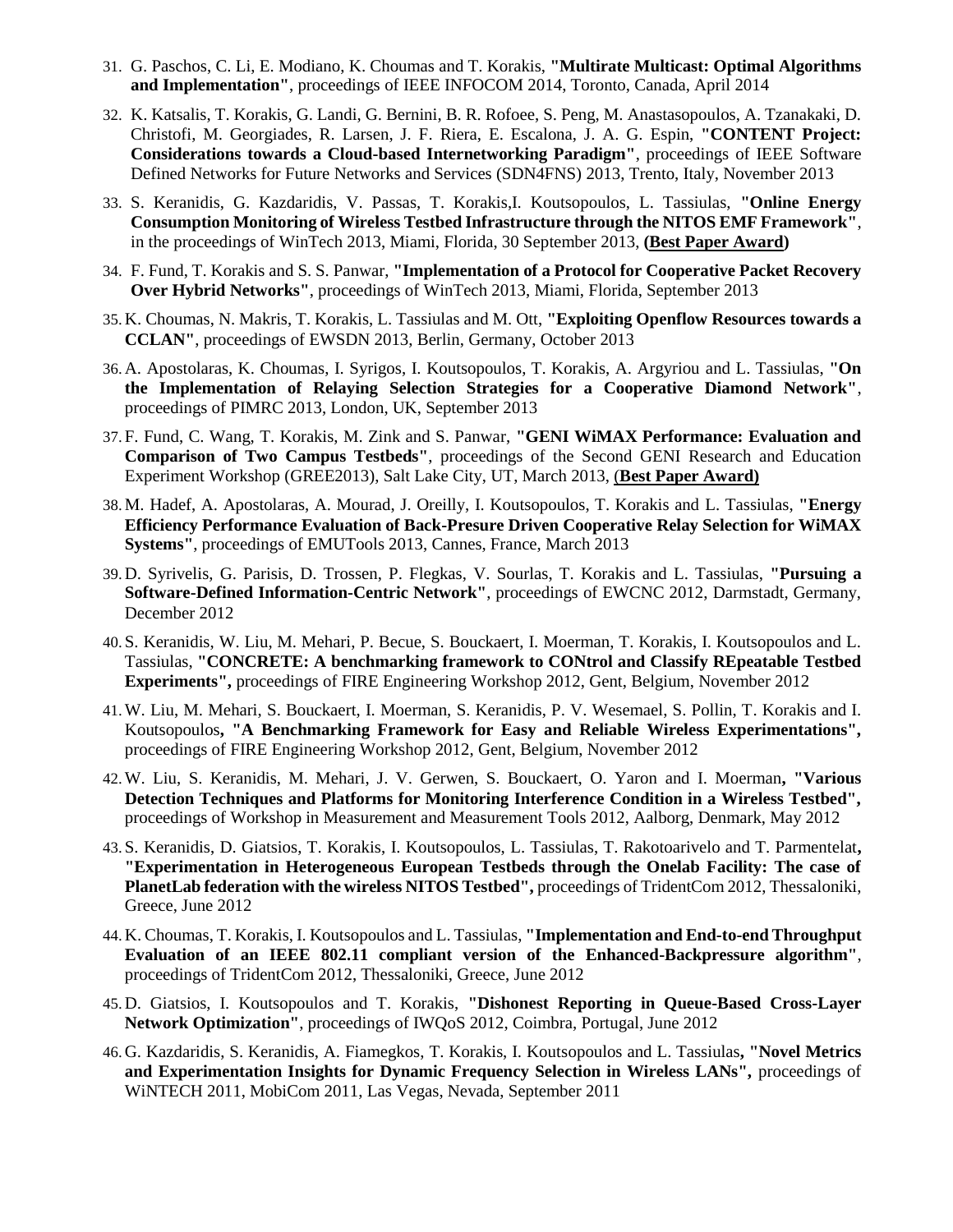31. G. Paschos, C. Li, E. Modiano, K. Choumas and T. Korakis, **"Multirate Multicast: Optimal Algorithms and Implementation"**, proceedings of IEEE INFOCOM 2014, Toronto, Canada, April 2014

32. K. Katsalis, T. Korakis, G. Landi, G. Bernini, B. R. Rofoee, S. Peng, M. Anastasopoulos, A. Tzanakaki, D. Christofi, M. Georgiades, R. Larsen, J. F. Riera, E. Escalona, J. A. G. Espin, **"CONTENT Project: Considerations towards a Cloud-based Internetworking Paradigm"**, proceedings of IEEE Software Defined Networks for Future Networks and Services (SDN4FNS) 2013, Trento, Italy, November 2013

33. S. Keranidis, G. Kazdaridis, V. Passas, T. Korakis,I. Koutsopoulos, L. Tassiulas, **"Online Energy Consumption Monitoring of Wireless Testbed Infrastructure through the NITOS EMF Framework"**, in the proceedings of WinTech 2013, Miami, Florida, 30 September 2013, **(Best Paper Award)**

34. F. Fund, T. Korakis and S. S. Panwar, **"Implementation of a Protocol for Cooperative Packet Recovery Over Hybrid Networks"**, proceedings of WinTech 2013, Miami, Florida, September 2013

35. K. Choumas, N. Makris, T. Korakis, L. Tassiulas and M. Ott, **"Exploiting Openflow Resources towards a CCLAN"**, proceedings of EWSDN 2013, Berlin, Germany, October 2013

36. A. Apostolaras, K. Choumas, I. Syrigos, I. Koutsopoulos, T. Korakis, A. Argyriou and L. Tassiulas, **"On the Implementation of Relaying Selection Strategies for a Cooperative Diamond Network"**, proceedings of PIMRC 2013, London, UK, September 2013

37. F. Fund, C. Wang, T. Korakis, M. Zink and S. Panwar, **"GENI WiMAX Performance: Evaluation and Comparison of Two Campus Testbeds"**, proceedings of the Second GENI Research and Education Experiment Workshop (GREE2013), Salt Lake City, UT, March 2013, **(Best Paper Award)**

38. M. Hadef, A. Apostolaras, A. Mourad, J. Oreilly, I. Koutsopoulos, T. Korakis and L. Tassiulas, **"Energy Efficiency Performance Evaluation of Back-Presure Driven Cooperative Relay Selection for WiMAX Systems"**, proceedings of EMUTools 2013, Cannes, France, March 2013

39. D. Syrivelis, G. Parisis, D. Trossen, P. Flegkas, V. Sourlas, T. Korakis and L. Tassiulas, **"Pursuing a Software-Defined Information-Centric Network"**, proceedings of EWCNC 2012, Darmstadt, Germany, December 2012

40. S. Keranidis, W. Liu, M. Mehari, P. Becue, S. Bouckaert, I. Moerman, T. Korakis, I. Koutsopoulos and L. Tassiulas, **"CONCRETE: A benchmarking framework to CONtrol and Classify REpeatable Testbed Experiments",** proceedings of FIRE Engineering Workshop 2012, Gent, Belgium, November 2012

41. W. Liu, M. Mehari, S. Bouckaert, I. Moerman, S. Keranidis, P. V. Wesemael, S. Pollin, T. Korakis and I. Koutsopoulos**, "A Benchmarking Framework for Easy and Reliable Wireless Experimentations",** proceedings of FIRE Engineering Workshop 2012, Gent, Belgium, November 2012

42. W. Liu, S. Keranidis, M. Mehari, J. V. Gerwen, S. Bouckaert, O. Yaron and I. Moerman**, "Various Detection Techniques and Platforms for Monitoring Interference Condition in a Wireless Testbed",** proceedings of Workshop in Measurement and Measurement Tools 2012, Aalborg, Denmark, May 2012

43. S. Keranidis, D. Giatsios, T. Korakis, I. Koutsopoulos, L. Tassiulas, T. Rakotoarivelo and T. Parmentelat**, "Experimentation in Heterogeneous European Testbeds through the Onelab Facility: The case of PlanetLab federation with the wireless NITOS Testbed",** proceedings of TridentCom 2012, Thessaloniki, Greece, June 2012

44. K. Choumas, T. Korakis, I. Koutsopoulos and L. Tassiulas, **"Implementation and End-to-end Throughput Evaluation of an IEEE 802.11 compliant version of the Enhanced-Backpressure algorithm"**, proceedings of TridentCom 2012, Thessaloniki, Greece, June 2012

45. D. Giatsios, I. Koutsopoulos and T. Korakis, **"Dishonest Reporting in Queue-Based Cross-Layer Network Optimization"**, proceedings of IWQoS 2012, Coimbra, Portugal, June 2012

46. G. Kazdaridis, S. Keranidis, A. Fiamegkos, T. Korakis, I. Koutsopoulos and L. Tassiulas**, "Novel Metrics and Experimentation Insights for Dynamic Frequency Selection in Wireless LANs",** proceedings of WiNTECH 2011, MobiCom 2011, Las Vegas, Nevada, September 2011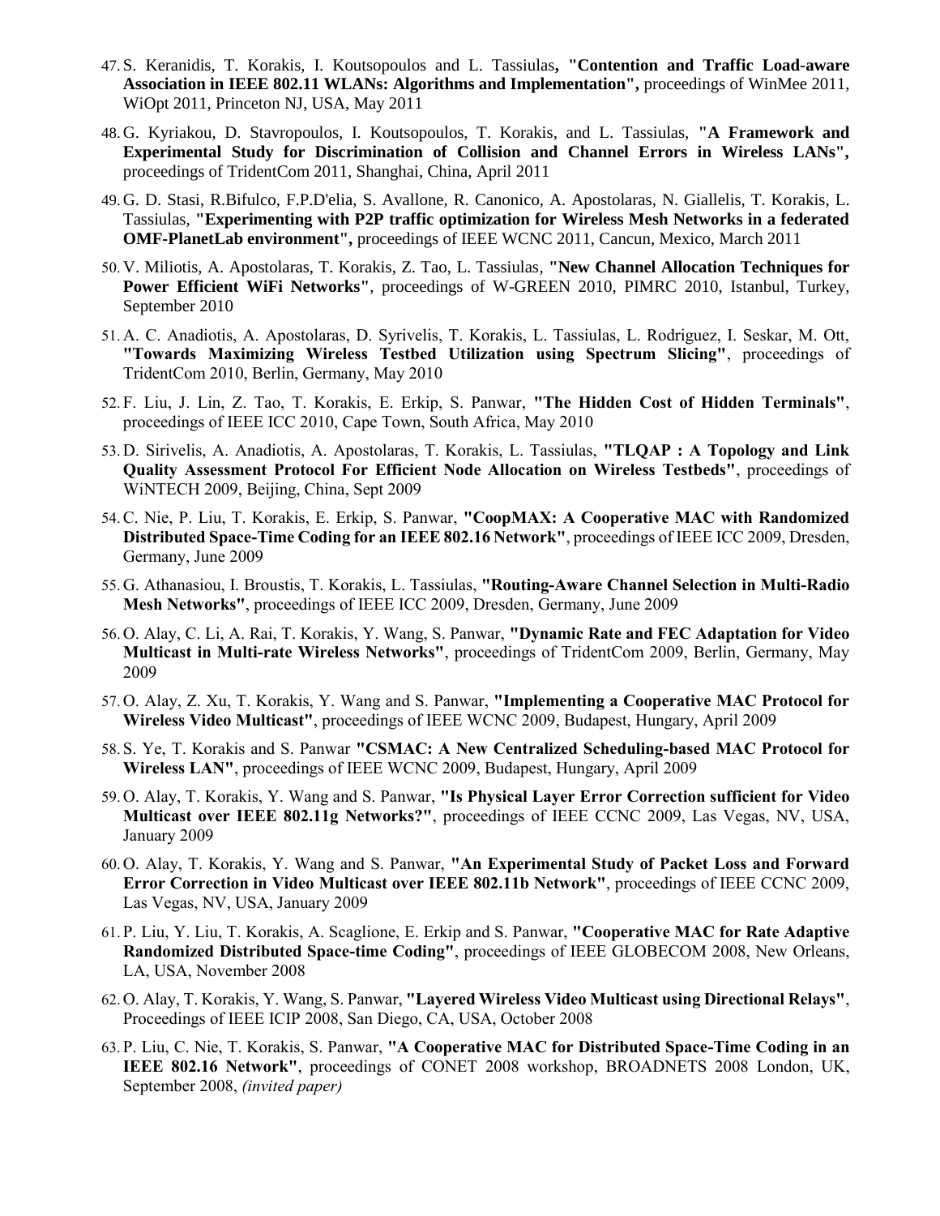47. S. Keranidis, T. Korakis, I. Koutsopoulos and L. Tassiulas**, "Contention and Traffic Load-aware Association in IEEE 802.11 WLANs: Algorithms and Implementation",** proceedings of WinMee 2011, WiOpt 2011, Princeton NJ, USA, May 2011

48. G. Kyriakou, D. Stavropoulos, I. Koutsopoulos, T. Korakis, and L. Tassiulas, **"A Framework and Experimental Study for Discrimination of Collision and Channel Errors in Wireless LANs",** proceedings of TridentCom 2011, Shanghai, China, April 2011

49. G. D. Stasi, R.Bifulco, F.P.D'elia, S. Avallone, R. Canonico, A. Apostolaras, N. Giallelis, T. Korakis, L. Tassiulas, **"Experimenting with P2P traffic optimization for Wireless Mesh Networks in a federated OMF-PlanetLab environment",** proceedings of IEEE WCNC 2011, Cancun, Mexico, March 2011

50. V. Miliotis, A. Apostolaras, T. Korakis, Z. Tao, L. Tassiulas, **"New Channel Allocation Techniques for Power Efficient WiFi Networks"**, proceedings of W-GREEN 2010, PIMRC 2010, Istanbul, Turkey, September 2010

51. A. C. Anadiotis, A. Apostolaras, D. Syrivelis, T. Korakis, L. Tassiulas, L. Rodriguez, I. Seskar, M. Ott, **"Towards Maximizing Wireless Testbed Utilization using Spectrum Slicing"**, proceedings of TridentCom 2010, Berlin, Germany, May 2010

52. F. Liu, J. Lin, Z. Tao, T. Korakis, E. Erkip, S. Panwar, **"The Hidden Cost of Hidden Terminals"**, proceedings of IEEE ICC 2010, Cape Town, South Africa, May 2010

53. D. Sirivelis, A. Anadiotis, A. Apostolaras, T. Korakis, L. Tassiulas, **"TLQAP : A Topology and Link Quality Assessment Protocol For Efficient Node Allocation on Wireless Testbeds"**, proceedings of WiNTECH 2009, Beijing, China, Sept 2009

54. C. Nie, P. Liu, T. Korakis, E. Erkip, S. Panwar, **"CoopMAX: A Cooperative MAC with Randomized Distributed Space-Time Coding for an IEEE 802.16 Network"**, proceedings of IEEE ICC 2009, Dresden, Germany, June 2009

55. G. Athanasiou, I. Broustis, T. Korakis, L. Tassiulas, **"Routing-Aware Channel Selection in Multi-Radio Mesh Networks"**, proceedings of IEEE ICC 2009, Dresden, Germany, June 2009

56. O. Alay, C. Li, A. Rai, T. Korakis, Y. Wang, S. Panwar, **"Dynamic Rate and FEC Adaptation for Video Multicast in Multi-rate Wireless Networks"**, proceedings of TridentCom 2009, Berlin, Germany, May 2009

57. O. Alay, Z. Xu, T. Korakis, Y. Wang and S. Panwar, **"Implementing a Cooperative MAC Protocol for Wireless Video Multicast"**, proceedings of IEEE WCNC 2009, Budapest, Hungary, April 2009

58. S. Ye, T. Korakis and S. Panwar **"CSMAC: A New Centralized Scheduling-based MAC Protocol for Wireless LAN"**, proceedings of IEEE WCNC 2009, Budapest, Hungary, April 2009

59. O. Alay, T. Korakis, Y. Wang and S. Panwar, **"Is Physical Layer Error Correction sufficient for Video Multicast over IEEE 802.11g Networks?"**, proceedings of IEEE CCNC 2009, Las Vegas, NV, USA, January 2009

60. O. Alay, T. Korakis, Y. Wang and S. Panwar, **"An Experimental Study of Packet Loss and Forward Error Correction in Video Multicast over IEEE 802.11b Network"**, proceedings of IEEE CCNC 2009, Las Vegas, NV, USA, January 2009

61. P. Liu, Y. Liu, T. Korakis, A. Scaglione, E. Erkip and S. Panwar, **"Cooperative MAC for Rate Adaptive Randomized Distributed Space-time Coding"**, proceedings of IEEE GLOBECOM 2008, New Orleans, LA, USA, November 2008

62. O. Alay, T. Korakis, Y. Wang, S. Panwar, **"Layered Wireless Video Multicast using Directional Relays"**, Proceedings of IEEE ICIP 2008, San Diego, CA, USA, October 2008

63. P. Liu, C. Nie, T. Korakis, S. Panwar, **"A Cooperative MAC for Distributed Space-Time Coding in an IEEE 802.16 Network"**, proceedings of CONET 2008 workshop, BROADNETS 2008 London, UK, September 2008, *(invited paper)*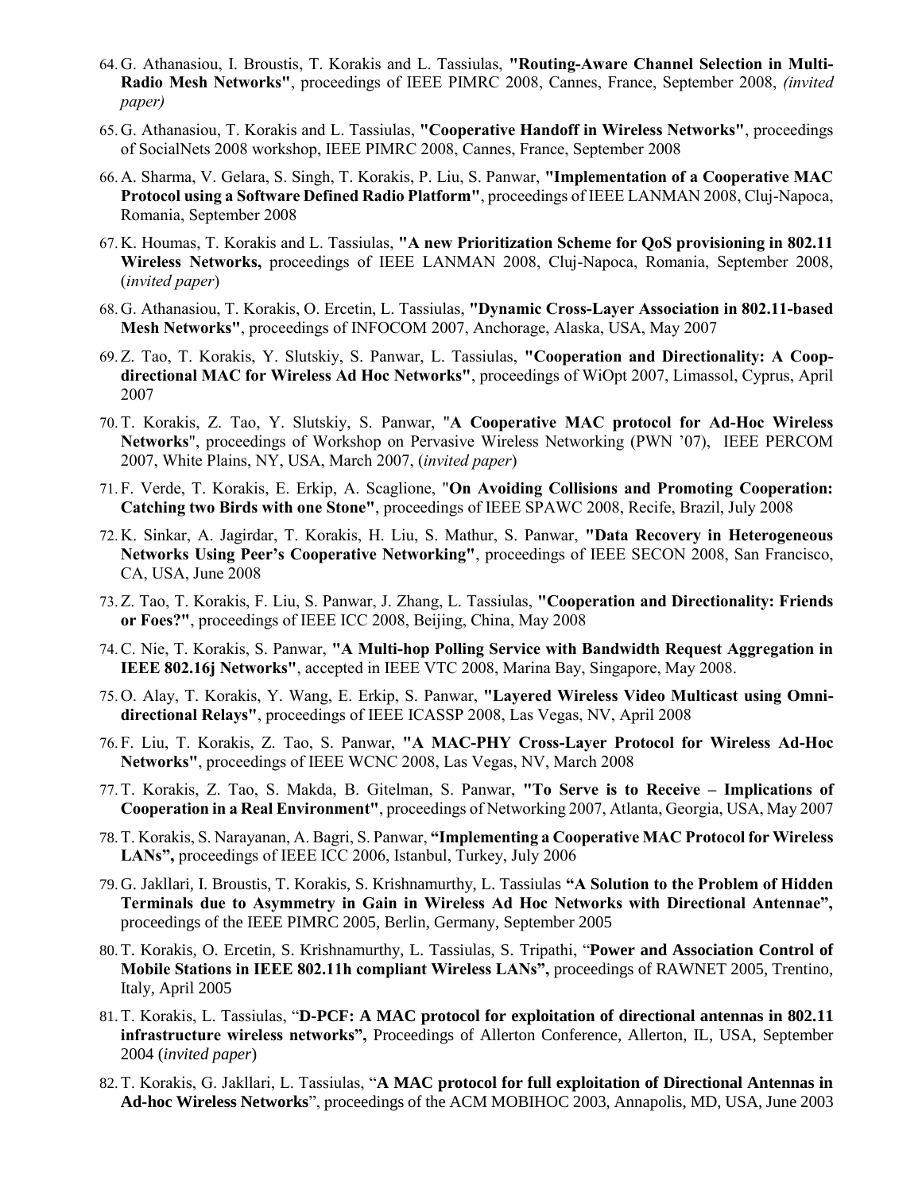64. G. Athanasiou, I. Broustis, T. Korakis and L. Tassiulas, **"Routing-Aware Channel Selection in Multi-Radio Mesh Networks"**, proceedings of IEEE PIMRC 2008, Cannes, France, September 2008, *(invited paper)*

65. G. Athanasiou, T. Korakis and L. Tassiulas, **"Cooperative Handoff in Wireless Networks"**, proceedings of SocialNets 2008 workshop, IEEE PIMRC 2008, Cannes, France, September 2008

66. A. Sharma, V. Gelara, S. Singh, T. Korakis, P. Liu, S. Panwar, **"Implementation of a Cooperative MAC Protocol using a Software Defined Radio Platform"**, proceedings of IEEE LANMAN 2008, Cluj-Napoca, Romania, September 2008

67. K. Houmas, T. Korakis and L. Tassiulas, **"A new Prioritization Scheme for QoS provisioning in 802.11 Wireless Networks,** proceedings of IEEE LANMAN 2008, Cluj-Napoca, Romania, September 2008, (*invited paper*)

68. G. Athanasiou, T. Korakis, O. Ercetin, L. Tassiulas, **"Dynamic Cross-Layer Association in 802.11-based Mesh Networks"**, proceedings of INFOCOM 2007, Anchorage, Alaska, USA, May 2007

69. Z. Tao, T. Korakis, Y. Slutskiy, S. Panwar, L. Tassiulas, **"Cooperation and Directionality: A Coop-directional MAC for Wireless Ad Hoc Networks"**, proceedings of WiOpt 2007, Limassol, Cyprus, April 2007

70. T. Korakis, Z. Tao, Y. Slutskiy, S. Panwar, "**A Cooperative MAC protocol for Ad-Hoc Wireless Networks**", proceedings of Workshop on Pervasive Wireless Networking (PWN '07), IEEE PERCOM 2007, White Plains, NY, USA, March 2007, (*invited paper*)

71. F. Verde, T. Korakis, E. Erkip, A. Scaglione, "**On Avoiding Collisions and Promoting Cooperation: Catching two Birds with one Stone"**, proceedings of IEEE SPAWC 2008, Recife, Brazil, July 2008

72. K. Sinkar, A. Jagirdar, T. Korakis, H. Liu, S. Mathur, S. Panwar, **"Data Recovery in Heterogeneous Networks Using Peer's Cooperative Networking"**, proceedings of IEEE SECON 2008, San Francisco, CA, USA, June 2008

73. Z. Tao, T. Korakis, F. Liu, S. Panwar, J. Zhang, L. Tassiulas, **"Cooperation and Directionality: Friends or Foes?"**, proceedings of IEEE ICC 2008, Beijing, China, May 2008

74. C. Nie, T. Korakis, S. Panwar, **"A Multi-hop Polling Service with Bandwidth Request Aggregation in IEEE 802.16j Networks"**, accepted in IEEE VTC 2008, Marina Bay, Singapore, May 2008.

75. O. Alay, T. Korakis, Y. Wang, E. Erkip, S. Panwar, **"Layered Wireless Video Multicast using Omni-directional Relays"**, proceedings of IEEE ICASSP 2008, Las Vegas, NV, April 2008

76. F. Liu, T. Korakis, Z. Tao, S. Panwar, **"A MAC-PHY Cross-Layer Protocol for Wireless Ad-Hoc Networks"**, proceedings of IEEE WCNC 2008, Las Vegas, NV, March 2008

77. T. Korakis, Z. Tao, S. Makda, B. Gitelman, S. Panwar, **"To Serve is to Receive – Implications of Cooperation in a Real Environment"**, proceedings of Networking 2007, Atlanta, Georgia, USA, May 2007

78. T. Korakis, S. Narayanan, A. Bagri, S. Panwar, **"Implementing a Cooperative MAC Protocol for Wireless LANs",** proceedings of IEEE ICC 2006, Istanbul, Turkey, July 2006

79. G. Jakllari, I. Broustis, T. Korakis, S. Krishnamurthy, L. Tassiulas **"A Solution to the Problem of Hidden Terminals due to Asymmetry in Gain in Wireless Ad Hoc Networks with Directional Antennae",** proceedings of the IEEE PIMRC 2005, Berlin, Germany, September 2005

80. T. Korakis, O. Ercetin, S. Krishnamurthy, L. Tassiulas, S. Tripathi, "**Power and Association Control of Mobile Stations in IEEE 802.11h compliant Wireless LANs",** proceedings of RAWNET 2005, Trentino, Italy, April 2005

81. T. Korakis, L. Tassiulas, "**D-PCF: A MAC protocol for exploitation of directional antennas in 802.11 infrastructure wireless networks",** Proceedings of Allerton Conference, Allerton, IL, USA, September 2004 (*invited paper*)

82. T. Korakis, G. Jakllari, L. Tassiulas, "**A MAC protocol for full exploitation of Directional Antennas in Ad-hoc Wireless Networks**", proceedings of the ACM MOBIHOC 2003, Annapolis, MD, USA, June 2003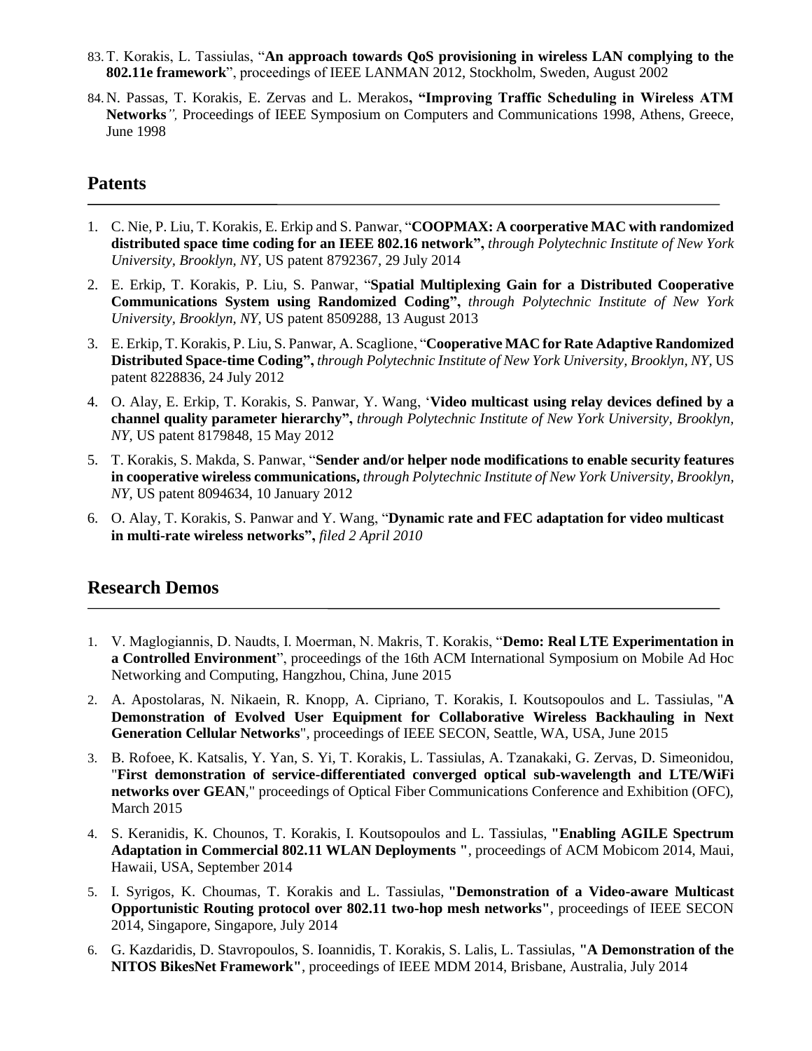83. T. Korakis, L. Tassiulas, "**An approach towards QoS provisioning in wireless LAN complying to the 802.11e framework**", proceedings of IEEE LANMAN 2012, Stockholm, Sweden, August 2002

84. N. Passas, T. Korakis, E. Zervas and L. Merakos**, "Improving Traffic Scheduling in Wireless ATM Networks***",* Proceedings of IEEE Symposium on Computers and Communications 1998, Athens, Greece, June 1998

## Patents

1. C. Nie, P. Liu, T. Korakis, E. Erkip and S. Panwar, "**COOPMAX: A coorperative MAC with randomized distributed space time coding for an IEEE 802.16 network",** *through Polytechnic Institute of New York University, Brooklyn, NY,* US patent 8792367, 29 July 2014
2. E. Erkip, T. Korakis, P. Liu, S. Panwar, "**Spatial Multiplexing Gain for a Distributed Cooperative Communications System using Randomized Coding",** *through Polytechnic Institute of New York University, Brooklyn, NY,* US patent 8509288, 13 August 2013
3. E. Erkip, T. Korakis, P. Liu, S. Panwar, A. Scaglione, "**Cooperative MAC for Rate Adaptive Randomized Distributed Space-time Coding",** *through Polytechnic Institute of New York University, Brooklyn, NY,* US patent 8228836, 24 July 2012
4. O. Alay, E. Erkip, T. Korakis, S. Panwar, Y. Wang, '**Video multicast using relay devices defined by a channel quality parameter hierarchy",** *through Polytechnic Institute of New York University, Brooklyn, NY,* US patent 8179848, 15 May 2012
5. T. Korakis, S. Makda, S. Panwar, "**Sender and/or helper node modifications to enable security features in cooperative wireless communications,** *through Polytechnic Institute of New York University, Brooklyn, NY,* US patent 8094634, 10 January 2012
6. O. Alay, T. Korakis, S. Panwar and Y. Wang, "**Dynamic rate and FEC adaptation for video multicast in multi-rate wireless networks",** *filed 2 April 2010*

## Research Demos

1. V. Maglogiannis, D. Naudts, I. Moerman, N. Makris, T. Korakis, "**Demo: Real LTE Experimentation in a Controlled Environment**", proceedings of the 16th ACM International Symposium on Mobile Ad Hoc Networking and Computing, Hangzhou, China, June 2015
2. A. Apostolaras, N. Nikaein, R. Knopp, A. Cipriano, T. Korakis, I. Koutsopoulos and L. Tassiulas, "**A Demonstration of Evolved User Equipment for Collaborative Wireless Backhauling in Next Generation Cellular Networks**", proceedings of IEEE SECON, Seattle, WA, USA, June 2015
3. B. Rofoee, K. Katsalis, Y. Yan, S. Yi, T. Korakis, L. Tassiulas, A. Tzanakaki, G. Zervas, D. Simeonidou, "**First demonstration of service-differentiated converged optical sub-wavelength and LTE/WiFi networks over GEAN**," proceedings of Optical Fiber Communications Conference and Exhibition (OFC), March 2015
4. S. Keranidis, K. Chounos, T. Korakis, I. Koutsopoulos and L. Tassiulas, **"Enabling AGILE Spectrum Adaptation in Commercial 802.11 WLAN Deployments "**, proceedings of ACM Mobicom 2014, Maui, Hawaii, USA, September 2014
5. I. Syrigos, K. Choumas, T. Korakis and L. Tassiulas, **"Demonstration of a Video-aware Multicast Opportunistic Routing protocol over 802.11 two-hop mesh networks"**, proceedings of IEEE SECON 2014, Singapore, Singapore, July 2014
6. G. Kazdaridis, D. Stavropoulos, S. Ioannidis, T. Korakis, S. Lalis, L. Tassiulas, **"A Demonstration of the NITOS BikesNet Framework"**, proceedings of IEEE MDM 2014, Brisbane, Australia, July 2014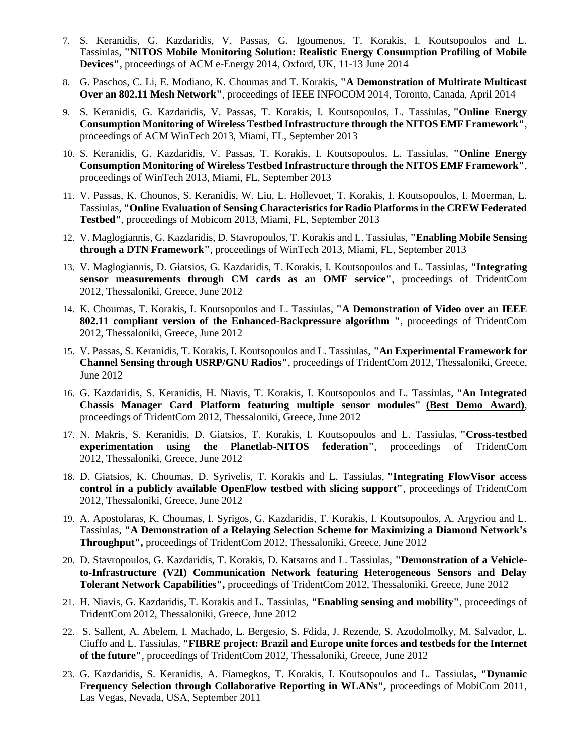7. S. Keranidis, G. Kazdaridis, V. Passas, G. Igoumenos, T. Korakis, I. Koutsopoulos and L. Tassiulas, **"NITOS Mobile Monitoring Solution: Realistic Energy Consumption Profiling of Mobile Devices"**, proceedings of ACM e-Energy 2014, Oxford, UK, 11-13 June 2014
8. G. Paschos, C. Li, E. Modiano, K. Choumas and T. Korakis, **"A Demonstration of Multirate Multicast Over an 802.11 Mesh Network"**, proceedings of IEEE INFOCOM 2014, Toronto, Canada, April 2014
9. S. Keranidis, G. Kazdaridis, V. Passas, T. Korakis, I. Koutsopoulos, L. Tassiulas, **"Online Energy Consumption Monitoring of Wireless Testbed Infrastructure through the NITOS EMF Framework"**, proceedings of ACM WinTech 2013, Miami, FL, September 2013
10. S. Keranidis, G. Kazdaridis, V. Passas, T. Korakis, I. Koutsopoulos, L. Tassiulas, **"Online Energy Consumption Monitoring of Wireless Testbed Infrastructure through the NITOS EMF Framework"**, proceedings of WinTech 2013, Miami, FL, September 2013
11. V. Passas, K. Chounos, S. Keranidis, W. Liu, L. Hollevoet, T. Korakis, I. Koutsopoulos, I. Moerman, L. Tassiulas, **"Online Evaluation of Sensing Characteristics for Radio Platforms in the CREW Federated Testbed"**, proceedings of Mobicom 2013, Miami, FL, September 2013
12. V. Maglogiannis, G. Kazdaridis, D. Stavropoulos, T. Korakis and L. Tassiulas, **"Enabling Mobile Sensing through a DTN Framework"**, proceedings of WinTech 2013, Miami, FL, September 2013
13. V. Maglogiannis, D. Giatsios, G. Kazdaridis, T. Korakis, I. Koutsopoulos and L. Tassiulas, **"Integrating sensor measurements through CM cards as an OMF service"**, proceedings of TridentCom 2012, Thessaloniki, Greece, June 2012
14. K. Choumas, T. Korakis, I. Koutsopoulos and L. Tassiulas, **"A Demonstration of Video over an IEEE 802.11 compliant version of the Enhanced-Backpressure algorithm "**, proceedings of TridentCom 2012, Thessaloniki, Greece, June 2012
15. V. Passas, S. Keranidis, T. Korakis, I. Koutsopoulos and L. Tassiulas, **"An Experimental Framework for Channel Sensing through USRP/GNU Radios"**, proceedings of TridentCom 2012, Thessaloniki, Greece, June 2012
16. G. Kazdaridis, S. Keranidis, H. Niavis, T. Korakis, I. Koutsopoulos and L. Tassiulas, **"An Integrated Chassis Manager Card Platform featuring multiple sensor modules" (<u>Best Demo Award</u>)**, proceedings of TridentCom 2012, Thessaloniki, Greece, June 2012
17. N. Makris, S. Keranidis, D. Giatsios, T. Korakis, I. Koutsopoulos and L. Tassiulas, **"Cross-testbed experimentation using the Planetlab-NITOS federation"**, proceedings of TridentCom 2012, Thessaloniki, Greece, June 2012
18. D. Giatsios, K. Choumas, D. Syrivelis, T. Korakis and L. Tassiulas, **"Integrating FlowVisor access control in a publicly available OpenFlow testbed with slicing support"**, proceedings of TridentCom 2012, Thessaloniki, Greece, June 2012
19. A. Apostolaras, K. Choumas, I. Syrigos, G. Kazdaridis, T. Korakis, I. Koutsopoulos, A. Argyriou and L. Tassiulas, **"A Demonstration of a Relaying Selection Scheme for Maximizing a Diamond Network's Throughput",** proceedings of TridentCom 2012, Thessaloniki, Greece, June 2012
20. D. Stavropoulos, G. Kazdaridis, T. Korakis, D. Katsaros and L. Tassiulas, **"Demonstration of a Vehicle-to-Infrastructure (V2I) Communication Network featuring Heterogeneous Sensors and Delay Tolerant Network Capabilities",** proceedings of TridentCom 2012, Thessaloniki, Greece, June 2012
21. H. Niavis, G. Kazdaridis, T. Korakis and L. Tassiulas, **"Enabling sensing and mobility"**, proceedings of TridentCom 2012, Thessaloniki, Greece, June 2012
22. S. Sallent, A. Abelem, I. Machado, L. Bergesio, S. Fdida, J. Rezende, S. Azodolmolky, M. Salvador, L. Ciuffo and L. Tassiulas, **"FIBRE project: Brazil and Europe unite forces and testbeds for the Internet of the future"**, proceedings of TridentCom 2012, Thessaloniki, Greece, June 2012
23. G. Kazdaridis, S. Keranidis, A. Fiamegkos, T. Korakis, I. Koutsopoulos and L. Tassiulas**, "Dynamic Frequency Selection through Collaborative Reporting in WLANs",** proceedings of MobiCom 2011, Las Vegas, Nevada, USA, September 2011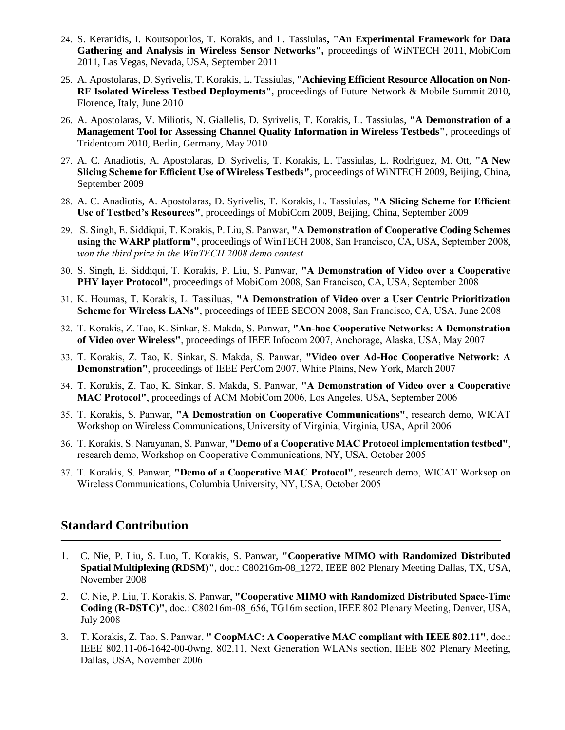24. S. Keranidis, I. Koutsopoulos, T. Korakis, and L. Tassiulas**, "An Experimental Framework for Data Gathering and Analysis in Wireless Sensor Networks",** proceedings of WiNTECH 2011, MobiCom 2011, Las Vegas, Nevada, USA, September 2011

25. A. Apostolaras, D. Syrivelis, T. Korakis, L. Tassiulas, **"Achieving Efficient Resource Allocation on Non-RF Isolated Wireless Testbed Deployments"**, proceedings of Future Network & Mobile Summit 2010, Florence, Italy, June 2010

26. A. Apostolaras, V. Miliotis, N. Giallelis, D. Syrivelis, T. Korakis, L. Tassiulas, **"A Demonstration of a Management Tool for Assessing Channel Quality Information in Wireless Testbeds"**, proceedings of Tridentcom 2010, Berlin, Germany, May 2010

27. A. C. Anadiotis, A. Apostolaras, D. Syrivelis, T. Korakis, L. Tassiulas, L. Rodriguez, M. Ott, **"A New Slicing Scheme for Efficient Use of Wireless Testbeds"**, proceedings of WiNTECH 2009, Beijing, China, September 2009

28. A. C. Anadiotis, A. Apostolaras, D. Syrivelis, T. Korakis, L. Tassiulas, **"A Slicing Scheme for Efficient Use of Testbed's Resources"**, proceedings of MobiCom 2009, Beijing, China, September 2009

29. S. Singh, E. Siddiqui, T. Korakis, P. Liu, S. Panwar, **"A Demonstration of Cooperative Coding Schemes using the WARP platform"**, proceedings of WinTECH 2008, San Francisco, CA, USA, September 2008, *won the third prize in the WinTECH 2008 demo contest*

30. S. Singh, E. Siddiqui, T. Korakis, P. Liu, S. Panwar, **"A Demonstration of Video over a Cooperative PHY layer Protocol"**, proceedings of MobiCom 2008, San Francisco, CA, USA, September 2008

31. K. Houmas, T. Korakis, L. Tassiluas, **"A Demonstration of Video over a User Centric Prioritization Scheme for Wireless LANs"**, proceedings of IEEE SECON 2008, San Francisco, CA, USA, June 2008

32. T. Korakis, Z. Tao, K. Sinkar, S. Makda, S. Panwar, **"An-hoc Cooperative Networks: A Demonstration of Video over Wireless"**, proceedings of IEEE Infocom 2007, Anchorage, Alaska, USA, May 2007

33. T. Korakis, Z. Tao, K. Sinkar, S. Makda, S. Panwar, **"Video over Ad-Hoc Cooperative Network: A Demonstration"**, proceedings of IEEE PerCom 2007, White Plains, New York, March 2007

34. T. Korakis, Z. Tao, K. Sinkar, S. Makda, S. Panwar, **"A Demonstration of Video over a Cooperative MAC Protocol"**, proceedings of ACM MobiCom 2006, Los Angeles, USA, September 2006

35. T. Korakis, S. Panwar, **"A Demostration on Cooperative Communications"**, research demo, WICAT Workshop on Wireless Communications, University of Virginia, Virginia, USA, April 2006

36. T. Korakis, S. Narayanan, S. Panwar, **"Demo of a Cooperative MAC Protocol implementation testbed"**, research demo, Workshop on Cooperative Communications, NY, USA, October 2005

37. T. Korakis, S. Panwar, **"Demo of a Cooperative MAC Protocol"**, research demo, WICAT Worksop on Wireless Communications, Columbia University, NY, USA, October 2005

## Standard Contribution

1. C. Nie, P. Liu, S. Luo, T. Korakis, S. Panwar, **"Cooperative MIMO with Randomized Distributed Spatial Multiplexing (RDSM)"**, doc.: C80216m-08_1272, IEEE 802 Plenary Meeting Dallas, TX, USA, November 2008

2. C. Nie, P. Liu, T. Korakis, S. Panwar, **"Cooperative MIMO with Randomized Distributed Space-Time Coding (R-DSTC)"**, doc.: C80216m-08_656, TG16m section, IEEE 802 Plenary Meeting, Denver, USA, July 2008

3. T. Korakis, Z. Tao, S. Panwar, **" CoopMAC: A Cooperative MAC compliant with IEEE 802.11"**, doc.: IEEE 802.11-06-1642-00-0wng, 802.11, Next Generation WLANs section, IEEE 802 Plenary Meeting, Dallas, USA, November 2006